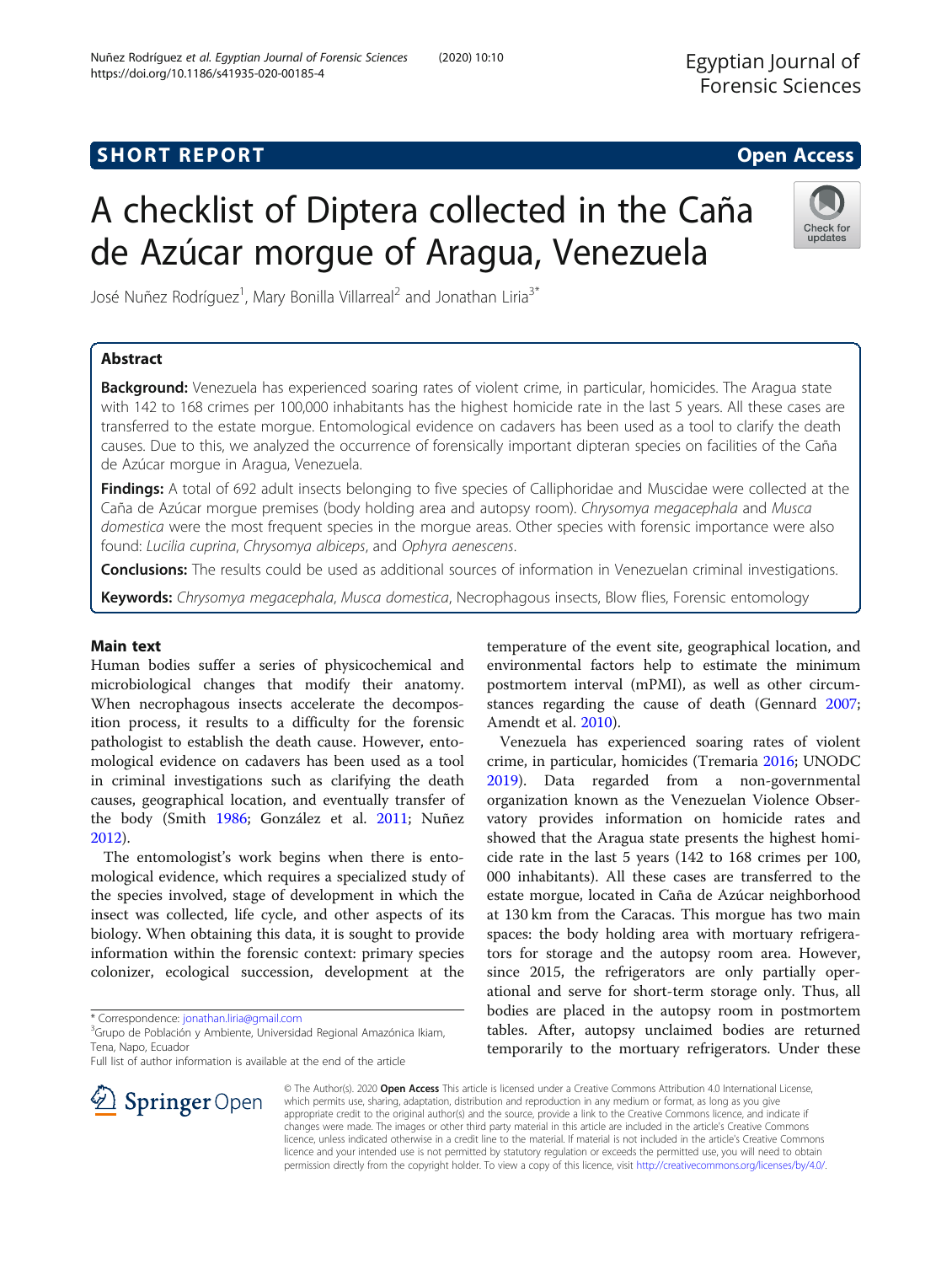SHORT REPORT

Open Access

# A checklist of Diptera collected in the Caña de Azúcar morgue of Aragua, Venezuela

José Nuñez Rodríguez[1], Mary Bonilla Villarreal[2] and Jonathan Liria[3*]

## Abstract

**Background:** Venezuela has experienced soaring rates of violent crime, in particular, homicides. The Aragua state with 142 to 168 crimes per 100,000 inhabitants has the highest homicide rate in the last 5 years. All these cases are transferred to the estate morgue. Entomological evidence on cadavers has been used as a tool to clarify the death causes. Due to this, we analyzed the occurrence of forensically important dipteran species on facilities of the Caña de Azúcar morgue in Aragua, Venezuela.

**Findings:** A total of 692 adult insects belonging to five species of Calliphoridae and Muscidae were collected at the Caña de Azúcar morgue premises (body holding area and autopsy room). *Chrysomya megacephala* and *Musca domestica* were the most frequent species in the morgue areas. Other species with forensic importance were also found: *Lucilia cuprina*, *Chrysomya albiceps*, and *Ophyra aenescens*.

**Conclusions:** The results could be used as additional sources of information in Venezuelan criminal investigations.

**Keywords:** *Chrysomya megacephala*, *Musca domestica*, Necrophagous insects, Blow flies, Forensic entomology

## Main text

Human bodies suffer a series of physicochemical and microbiological changes that modify their anatomy. When necrophagous insects accelerate the decomposition process, it results to a difficulty for the forensic pathologist to establish the death cause. However, entomological evidence on cadavers has been used as a tool in criminal investigations such as clarifying the death causes, geographical location, and eventually transfer of the body (Smith 1986; González et al. 2011; Nuñez 2012).

The entomologist's work begins when there is entomological evidence, which requires a specialized study of the species involved, stage of development in which the insect was collected, life cycle, and other aspects of its biology. When obtaining this data, it is sought to provide information within the forensic context: primary species colonizer, ecological succession, development at the temperature of the event site, geographical location, and environmental factors help to estimate the minimum postmortem interval (mPMI), as well as other circumstances regarding the cause of death (Gennard 2007; Amendt et al. 2010).

Venezuela has experienced soaring rates of violent crime, in particular, homicides (Tremaria 2016; UNODC 2019). Data regarded from a non-governmental organization known as the Venezuelan Violence Observatory provides information on homicide rates and showed that the Aragua state presents the highest homicide rate in the last 5 years (142 to 168 crimes per 100,000 inhabitants). All these cases are transferred to the estate morgue, located in Caña de Azúcar neighborhood at 130 km from the Caracas. This morgue has two main spaces: the body holding area with mortuary refrigerators for storage and the autopsy room area. However, since 2015, the refrigerators are only partially operational and serve for short-term storage only. Thus, all bodies are placed in the autopsy room in postmortem tables. After, autopsy unclaimed bodies are returned temporarily to the mortuary refrigerators. Under these

* Correspondence: jonathan.liria@gmail.com
[3]Grupo de Población y Ambiente, Universidad Regional Amazónica Ikiam, Tena, Napo, Ecuador
Full list of author information is available at the end of the article

© The Author(s). 2020 **Open Access** This article is licensed under a Creative Commons Attribution 4.0 International License, which permits use, sharing, adaptation, distribution and reproduction in any medium or format, as long as you give appropriate credit to the original author(s) and the source, provide a link to the Creative Commons licence, and indicate if changes were made. The images or other third party material in this article are included in the article's Creative Commons licence, unless indicated otherwise in a credit line to the material. If material is not included in the article's Creative Commons licence and your intended use is not permitted by statutory regulation or exceeds the permitted use, you will need to obtain permission directly from the copyright holder. To view a copy of this licence, visit http://creativecommons.org/licenses/by/4.0/.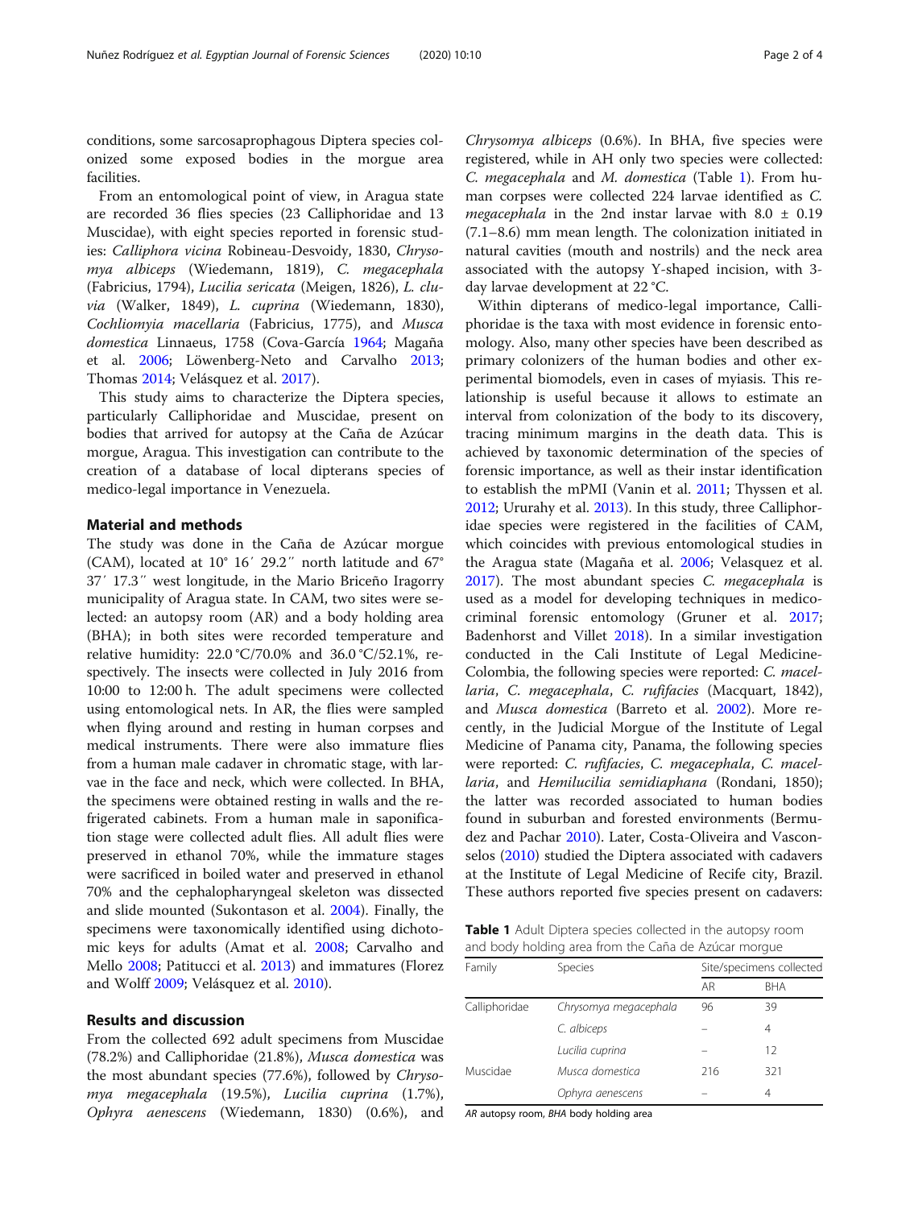conditions, some sarcosaprophagous Diptera species colonized some exposed bodies in the morgue area facilities.

From an entomological point of view, in Aragua state are recorded 36 flies species (23 Calliphoridae and 13 Muscidae), with eight species reported in forensic studies: *Calliphora vicina* Robineau-Desvoidy, 1830, *Chrysomya albiceps* (Wiedemann, 1819), *C. megacephala* (Fabricius, 1794), *Lucilia sericata* (Meigen, 1826), *L. cluvia* (Walker, 1849), *L. cuprina* (Wiedemann, 1830), *Cochliomyia macellaria* (Fabricius, 1775), and *Musca domestica* Linnaeus, 1758 (Cova-García 1964; Magaña et al. 2006; Löwenberg-Neto and Carvalho 2013; Thomas 2014; Velásquez et al. 2017).

This study aims to characterize the Diptera species, particularly Calliphoridae and Muscidae, present on bodies that arrived for autopsy at the Caña de Azúcar morgue, Aragua. This investigation can contribute to the creation of a database of local dipterans species of medico-legal importance in Venezuela.

## Material and methods

The study was done in the Caña de Azúcar morgue (CAM), located at 10° 16′ 29.2″ north latitude and 67° 37′ 17.3″ west longitude, in the Mario Briceño Iragorry municipality of Aragua state. In CAM, two sites were selected: an autopsy room (AR) and a body holding area (BHA); in both sites were recorded temperature and relative humidity: 22.0 °C/70.0% and 36.0 °C/52.1%, respectively. The insects were collected in July 2016 from 10:00 to 12:00 h. The adult specimens were collected using entomological nets. In AR, the flies were sampled when flying around and resting in human corpses and medical instruments. There were also immature flies from a human male cadaver in chromatic stage, with larvae in the face and neck, which were collected. In BHA, the specimens were obtained resting in walls and the refrigerated cabinets. From a human male in saponification stage were collected adult flies. All adult flies were preserved in ethanol 70%, while the immature stages were sacrificed in boiled water and preserved in ethanol 70% and the cephalopharyngeal skeleton was dissected and slide mounted (Sukontason et al. 2004). Finally, the specimens were taxonomically identified using dichotomic keys for adults (Amat et al. 2008; Carvalho and Mello 2008; Patitucci et al. 2013) and immatures (Florez and Wolff 2009; Velásquez et al. 2010).

## Results and discussion

From the collected 692 adult specimens from Muscidae (78.2%) and Calliphoridae (21.8%), *Musca domestica* was the most abundant species (77.6%), followed by *Chrysomya megacephala* (19.5%), *Lucilia cuprina* (1.7%), *Ophyra aenescens* (Wiedemann, 1830) (0.6%), and *Chrysomya albiceps* (0.6%). In BHA, five species were registered, while in AH only two species were collected: *C. megacephala* and *M. domestica* (Table 1). From human corpses were collected 224 larvae identified as *C. megacephala* in the 2nd instar larvae with 8.0 ± 0.19 (7.1–8.6) mm mean length. The colonization initiated in natural cavities (mouth and nostrils) and the neck area associated with the autopsy Y-shaped incision, with 3-day larvae development at 22 °C.

Within dipterans of medico-legal importance, Calliphoridae is the taxa with most evidence in forensic entomology. Also, many other species have been described as primary colonizers of the human bodies and other experimental biomodels, even in cases of myiasis. This relationship is useful because it allows to estimate an interval from colonization of the body to its discovery, tracing minimum margins in the death data. This is achieved by taxonomic determination of the species of forensic importance, as well as their instar identification to establish the mPMI (Vanin et al. 2011; Thyssen et al. 2012; Ururahy et al. 2013). In this study, three Calliphoridae species were registered in the facilities of CAM, which coincides with previous entomological studies in the Aragua state (Magaña et al. 2006; Velasquez et al. 2017). The most abundant species *C. megacephala* is used as a model for developing techniques in medico-criminal forensic entomology (Gruner et al. 2017; Badenhorst and Villet 2018). In a similar investigation conducted in the Cali Institute of Legal Medicine-Colombia, the following species were reported: *C. macellaria*, *C. megacephala*, *C. rufifacies* (Macquart, 1842), and *Musca domestica* (Barreto et al. 2002). More recently, in the Judicial Morgue of the Institute of Legal Medicine of Panama city, Panama, the following species were reported: *C. rufifacies*, *C. megacephala*, *C. macellaria*, and *Hemilucilia semidiaphana* (Rondani, 1850); the latter was recorded associated to human bodies found in suburban and forested environments (Bermudez and Pachar 2010). Later, Costa-Oliveira and Vasconselos (2010) studied the Diptera associated with cadavers at the Institute of Legal Medicine of Recife city, Brazil. These authors reported five species present on cadavers:

**Table 1** Adult Diptera species collected in the autopsy room and body holding area from the Caña de Azúcar morgue

| Family | Species | Site/specimens collected | |
|---|---|---|---|
| | | AR | BHA |
| Calliphoridae | *Chrysomya megacephala* | 96 | 39 |
| | *C. albiceps* | – | 4 |
| | *Lucilia cuprina* | – | 12 |
| Muscidae | *Musca domestica* | 216 | 321 |
| | *Ophyra aenescens* | – | 4 |

*AR* autopsy room, *BHA* body holding area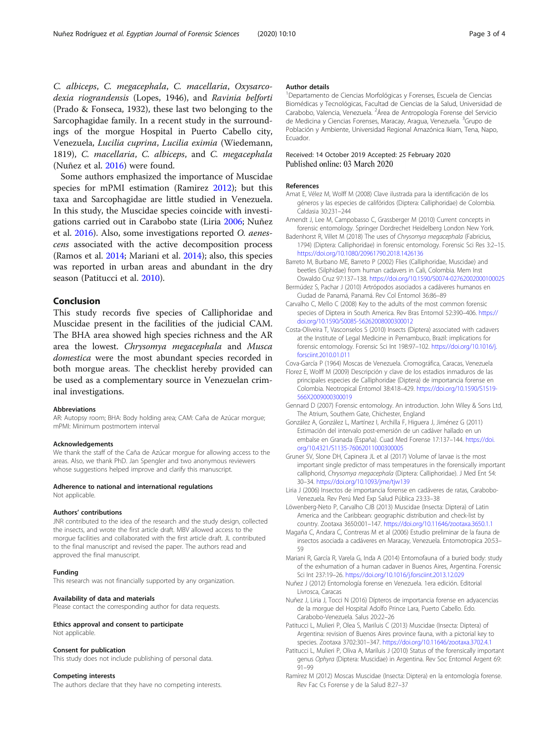*C. albiceps*, *C. megacephala*, *C. macellaria*, *Oxysarcodexia riograndensis* (Lopes, 1946), and *Ravinia belforti* (Prado & Fonseca, 1932), these last two belonging to the Sarcophagidae family. In a recent study in the surroundings of the morgue Hospital in Puerto Cabello city, Venezuela, *Lucilia cuprina*, *Lucilia eximia* (Wiedemann, 1819), *C. macellaria*, *C. albiceps*, and *C. megacephala* (Nuñez et al. 2016) were found.

Some authors emphasized the importance of Muscidae species for mPMI estimation (Ramirez 2012); but this taxa and Sarcophagidae are little studied in Venezuela. In this study, the Muscidae species coincide with investigations carried out in Carabobo state (Liria 2006; Nuñez et al. 2016). Also, some investigations reported *O. aenescens* associated with the active decomposition process (Ramos et al. 2014; Mariani et al. 2014); also, this species was reported in urban areas and abundant in the dry season (Patitucci et al. 2010).

## Conclusion

This study records five species of Calliphoridae and Muscidae present in the facilities of the judicial CAM. The BHA area showed high species richness and the AR area the lowest. *Chrysomya megacephala* and *Musca domestica* were the most abundant species recorded in both morgue areas. The checklist hereby provided can be used as a complementary source in Venezuelan criminal investigations.

#### Abbreviations

AR: Autopsy room; BHA: Body holding area; CAM: Caña de Azúcar morgue; mPMI: Minimum postmortem interval

#### Acknowledgements

We thank the staff of the Caña de Azúcar morgue for allowing access to the areas. Also, we thank PhD. Jan Spengler and two anonymous reviewers whose suggestions helped improve and clarify this manuscript.

#### Adherence to national and international regulations

Not applicable.

#### Authors' contributions

JNR contributed to the idea of the research and the study design, collected the insects, and wrote the first article draft. MBV allowed access to the morgue facilities and collaborated with the first article draft. JL contributed to the final manuscript and revised the paper. The authors read and approved the final manuscript.

#### Funding

This research was not financially supported by any organization.

#### Availability of data and materials

Please contact the corresponding author for data requests.

#### Ethics approval and consent to participate

Not applicable.

#### Consent for publication

This study does not include publishing of personal data.

#### Competing interests

The authors declare that they have no competing interests.

#### Author details

[1]Departamento de Ciencias Morfológicas y Forenses, Escuela de Ciencias Biomédicas y Tecnológicas, Facultad de Ciencias de la Salud, Universidad de Carabobo, Valencia, Venezuela. [2]Área de Antropología Forense del Servicio de Medicina y Ciencias Forenses, Maracay, Aragua, Venezuela. [3]Grupo de Población y Ambiente, Universidad Regional Amazónica Ikiam, Tena, Napo, Ecuador.

Received: 14 October 2019 Accepted: 25 February 2020
Published online: 03 March 2020

#### References

- Amat E, Vélez M, Wolff M (2008) Clave ilustrada para la identificación de los géneros y las especies de califóridos (Diptera: Calliphoridae) de Colombia. Caldasia 30:231–244
- Amendt J, Lee M, Campobasso C, Grassberger M (2010) Current concepts in forensic entomology. Springer Dordrecht Heidelberg London New York.
- Badenhorst R, Villet M (2018) The uses of *Chrysomya megacephala* (Fabricius, 1794) (Diptera: Calliphoridae) in forensic entomology. Forensic Sci Res 3:2–15. https://doi.org/10.1080/20961790.2018.1426136
- Barreto M, Burbano ME, Barreto P (2002) Flies (Calliphoridae, Muscidae) and beetles (Silphidae) from human cadavers in Cali, Colombia. Mem Inst Oswaldo Cruz 97:137–138. https://doi.org/10.1590/S0074-02762002000100025
- Bermúdez S, Pachar J (2010) Artrópodos asociados a cadáveres humanos en Ciudad de Panamá, Panamá. Rev Col Entomol 36:86–89
- Carvalho C, Mello C (2008) Key to the adults of the most common forensic species of Diptera in South America. Rev Bras Entomol 52:390–406. https://doi.org/10.1590/S0085-56262008000300012
- Costa-Oliveira T, Vasconselos S (2010) Insects (Diptera) associated with cadavers at the Institute of Legal Medicine in Pernambuco, Brazil: implications for forensic entomology. Forensic Sci Int 198:97–102. https://doi.org/10.1016/j.forsciint.2010.01.011
- Cova-García P (1964) Moscas de Venezuela. Cromográfica, Caracas, Venezuela
- Florez E, Wolff M (2009) Descripción y clave de los estadios inmaduros de las principales especies de Calliphoridae (Diptera) de importancia forense en Colombia. Neotropical Entomol 38:418–429. https://doi.org/10.1590/S1519-566X2009000300019
- Gennard D (2007) Forensic entomology. An introduction. John Wiley & Sons Ltd, The Atrium, Southern Gate, Chichester, England
- González A, González L, Martínez I, Archilla F, Higuera J, Jiménez G (2011) Estimación del intervalo post-emersión de un cadáver hallado en un embalse en Granada (España). Cuad Med Forense 17:137–144. https://doi.org/10.4321/S1135-76062011000300005
- Gruner SV, Slone DH, Capinera JL et al (2017) Volume of larvae is the most important single predictor of mass temperatures in the forensically important calliphorid, *Chrysomya megacephala* (Diptera: Calliphoridae). J Med Ent 54: 30–34. https://doi.org/10.1093/jme/tjw139
- Liria J (2006) Insectos de importancia forense en cadáveres de ratas, Carabobo-Venezuela. Rev Perú Med Exp Salud Pública 23:33–38
- Löwenberg-Neto P, Carvalho CJB (2013) Muscidae (Insecta: Diptera) of Latin America and the Caribbean: geographic distribution and check-list by country. Zootaxa 3650:001–147. https://doi.org/10.11646/zootaxa.3650.1.1
- Magaña C, Andara C, Contreras M et al (2006) Estudio preliminar de la fauna de insectos asociada a cadáveres en Maracay, Venezuela. Entomotropica 20:53–59
- Mariani R, García R, Varela G, Inda A (2014) Entomofauna of a buried body: study of the exhumation of a human cadaver in Buenos Aires, Argentina. Forensic Sci Int 237:19–26. https://doi.org/10.1016/j.forsciint.2013.12.029
- Nuñez J (2012) Entomología forense en Venezuela. 1era edición. Editorial Livrosca, Caracas
- Nuñez J, Liria J, Tocci N (2016) Dípteros de importancia forense en adyacencias de la morgue del Hospital Adolfo Prince Lara, Puerto Cabello. Edo. Carabobo-Venezuela. Salus 20:22–26
- Patitucci L, Mulieri P, Olea S, Mariluis C (2013) Muscidae (Insecta: Diptera) of Argentina: revision of Buenos Aires province fauna, with a pictorial key to species. Zootaxa 3702:301–347. https://doi.org/10.11646/zootaxa.3702.4.1
- Patitucci L, Mulieri P, Oliva A, Mariluis J (2010) Status of the forensically important genus *Ophyra* (Diptera: Muscidae) in Argentina. Rev Soc Entomol Argent 69: 91–99
- Ramírez M (2012) Moscas Muscidae (Insecta: Diptera) en la entomología forense. Rev Fac Cs Forense y de la Salud 8:27–37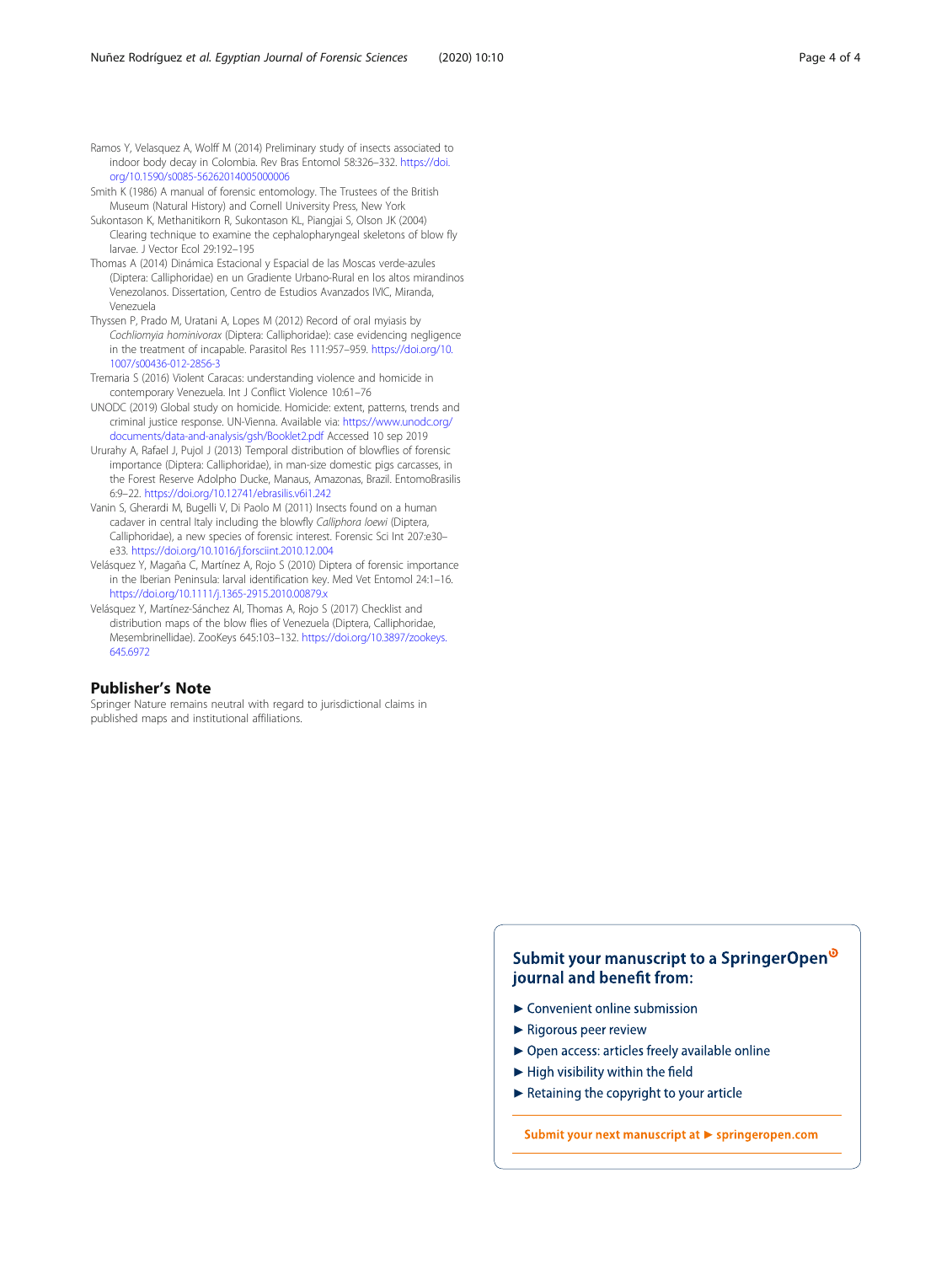Ramos Y, Velasquez A, Wolff M (2014) Preliminary study of insects associated to indoor body decay in Colombia. Rev Bras Entomol 58:326–332. https://doi.org/10.1590/s0085-56262014005000006

Smith K (1986) A manual of forensic entomology. The Trustees of the British Museum (Natural History) and Cornell University Press, New York

Sukontason K, Methanitikorn R, Sukontason KL, Piangjai S, Olson JK (2004) Clearing technique to examine the cephalopharyngeal skeletons of blow fly larvae. J Vector Ecol 29:192–195

Thomas A (2014) Dinámica Estacional y Espacial de las Moscas verde-azules (Diptera: Calliphoridae) en un Gradiente Urbano-Rural en los altos mirandinos Venezolanos. Dissertation, Centro de Estudios Avanzados IVIC, Miranda, Venezuela

Thyssen P, Prado M, Uratani A, Lopes M (2012) Record of oral myiasis by *Cochliomyia hominivorax* (Diptera: Calliphoridae): case evidencing negligence in the treatment of incapable. Parasitol Res 111:957–959. https://doi.org/10.1007/s00436-012-2856-3

Tremaria S (2016) Violent Caracas: understanding violence and homicide in contemporary Venezuela. Int J Conflict Violence 10:61–76

UNODC (2019) Global study on homicide. Homicide: extent, patterns, trends and criminal justice response. UN-Vienna. Available via: https://www.unodc.org/documents/data-and-analysis/gsh/Booklet2.pdf Accessed 10 sep 2019

Ururahy A, Rafael J, Pujol J (2013) Temporal distribution of blowflies of forensic importance (Diptera: Calliphoridae), in man-size domestic pigs carcasses, in the Forest Reserve Adolpho Ducke, Manaus, Amazonas, Brazil. EntomoBrasilis 6:9–22. https://doi.org/10.12741/ebrasilis.v6i1.242

Vanin S, Gherardi M, Bugelli V, Di Paolo M (2011) Insects found on a human cadaver in central Italy including the blowfly *Calliphora loewi* (Diptera, Calliphoridae), a new species of forensic interest. Forensic Sci Int 207:e30–e33. https://doi.org/10.1016/j.forsciint.2010.12.004

Velásquez Y, Magaña C, Martínez A, Rojo S (2010) Diptera of forensic importance in the Iberian Peninsula: larval identification key. Med Vet Entomol 24:1–16. https://doi.org/10.1111/j.1365-2915.2010.00879.x

Velásquez Y, Martínez-Sánchez AI, Thomas A, Rojo S (2017) Checklist and distribution maps of the blow flies of Venezuela (Diptera, Calliphoridae, Mesembrinellidae). ZooKeys 645:103–132. https://doi.org/10.3897/zookeys.645.6972

## Publisher's Note

Springer Nature remains neutral with regard to jurisdictional claims in published maps and institutional affiliations.